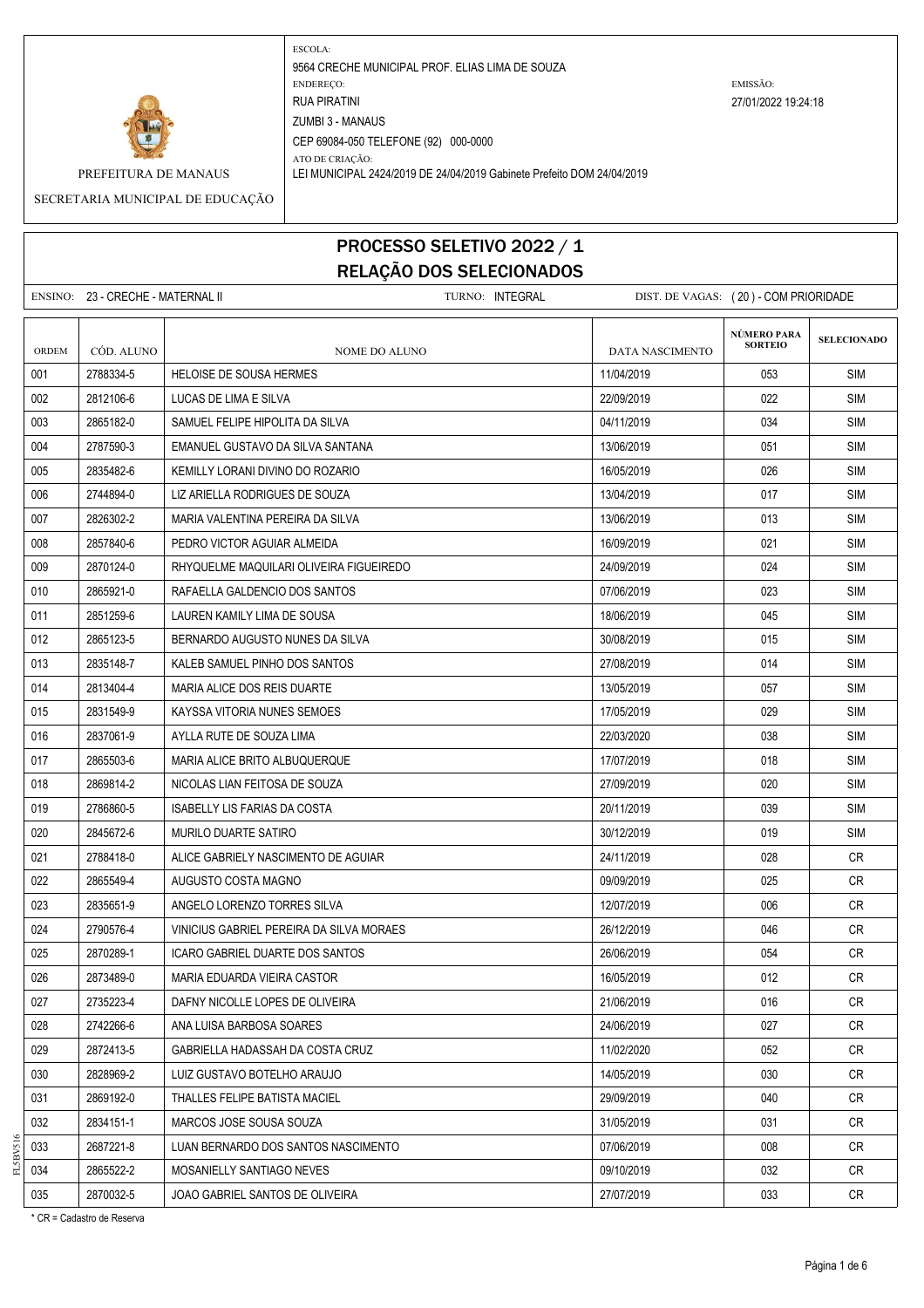PREFEITURA DE MANAUS

SECRETARIA MUNICIPAL DE EDUCAÇÃO

ESCOLA:
9564 CRECHE MUNICIPAL PROF. ELIAS LIMA DE SOUZA

ENDEREÇO:
RUA PIRATINI
ZUMBI 3 - MANAUS
CEP 69084-050 TELEFONE (92) 000-0000

ATO DE CRIAÇÃO:
LEI MUNICIPAL 2424/2019 DE 24/04/2019 Gabinete Prefeito DOM 24/04/2019

EMISSÃO:
27/01/2022 19:24:18

# PROCESSO SELETIVO 2022 / 1
## RELAÇÃO DOS SELECIONADOS

ENSINO: 23 - CRECHE - MATERNAL II TURNO: INTEGRAL DIST. DE VAGAS: ( 20 ) - COM PRIORIDADE

| ORDEM | CÓD. ALUNO | NOME DO ALUNO | DATA NASCIMENTO | NÚMERO PARA SORTEIO | SELECIONADO |
|---|---|---|---|---|---|
| 001 | 2788334-5 | HELOISE DE SOUSA HERMES | 11/04/2019 | 053 | SIM |
| 002 | 2812106-6 | LUCAS DE LIMA E SILVA | 22/09/2019 | 022 | SIM |
| 003 | 2865182-0 | SAMUEL FELIPE HIPOLITA DA SILVA | 04/11/2019 | 034 | SIM |
| 004 | 2787590-3 | EMANUEL GUSTAVO DA SILVA SANTANA | 13/06/2019 | 051 | SIM |
| 005 | 2835482-6 | KEMILLY LORANI DIVINO DO ROZARIO | 16/05/2019 | 026 | SIM |
| 006 | 2744894-0 | LIZ ARIELLA RODRIGUES DE SOUZA | 13/04/2019 | 017 | SIM |
| 007 | 2826302-2 | MARIA VALENTINA PEREIRA DA SILVA | 13/06/2019 | 013 | SIM |
| 008 | 2857840-6 | PEDRO VICTOR AGUIAR ALMEIDA | 16/09/2019 | 021 | SIM |
| 009 | 2870124-0 | RHYQUELME MAQUILARI OLIVEIRA FIGUEIREDO | 24/09/2019 | 024 | SIM |
| 010 | 2865921-0 | RAFAELLA GALDENCIO DOS SANTOS | 07/06/2019 | 023 | SIM |
| 011 | 2851259-6 | LAUREN KAMILY LIMA DE SOUSA | 18/06/2019 | 045 | SIM |
| 012 | 2865123-5 | BERNARDO AUGUSTO NUNES DA SILVA | 30/08/2019 | 015 | SIM |
| 013 | 2835148-7 | KALEB SAMUEL PINHO DOS SANTOS | 27/08/2019 | 014 | SIM |
| 014 | 2813404-4 | MARIA ALICE DOS REIS DUARTE | 13/05/2019 | 057 | SIM |
| 015 | 2831549-9 | KAYSSA VITORIA NUNES SEMOES | 17/05/2019 | 029 | SIM |
| 016 | 2837061-9 | AYLLA RUTE DE SOUZA LIMA | 22/03/2020 | 038 | SIM |
| 017 | 2865503-6 | MARIA ALICE BRITO ALBUQUERQUE | 17/07/2019 | 018 | SIM |
| 018 | 2869814-2 | NICOLAS LIAN FEITOSA DE SOUZA | 27/09/2019 | 020 | SIM |
| 019 | 2786860-5 | ISABELLY LIS FARIAS DA COSTA | 20/11/2019 | 039 | SIM |
| 020 | 2845672-6 | MURILO DUARTE SATIRO | 30/12/2019 | 019 | SIM |
| 021 | 2788418-0 | ALICE GABRIELY NASCIMENTO DE AGUIAR | 24/11/2019 | 028 | CR |
| 022 | 2865549-4 | AUGUSTO COSTA MAGNO | 09/09/2019 | 025 | CR |
| 023 | 2835651-9 | ANGELO LORENZO TORRES SILVA | 12/07/2019 | 006 | CR |
| 024 | 2790576-4 | VINICIUS GABRIEL PEREIRA DA SILVA MORAES | 26/12/2019 | 046 | CR |
| 025 | 2870289-1 | ICARO GABRIEL DUARTE DOS SANTOS | 26/06/2019 | 054 | CR |
| 026 | 2873489-0 | MARIA EDUARDA VIEIRA CASTOR | 16/05/2019 | 012 | CR |
| 027 | 2735223-4 | DAFNY NICOLLE LOPES DE OLIVEIRA | 21/06/2019 | 016 | CR |
| 028 | 2742266-6 | ANA LUISA BARBOSA SOARES | 24/06/2019 | 027 | CR |
| 029 | 2872413-5 | GABRIELLA HADASSAH DA COSTA CRUZ | 11/02/2020 | 052 | CR |
| 030 | 2828969-2 | LUIZ GUSTAVO BOTELHO ARAUJO | 14/05/2019 | 030 | CR |
| 031 | 2869192-0 | THALLES FELIPE BATISTA MACIEL | 29/09/2019 | 040 | CR |
| 032 | 2834151-1 | MARCOS JOSE SOUSA SOUZA | 31/05/2019 | 031 | CR |
| 033 | 2687221-8 | LUAN BERNARDO DOS SANTOS NASCIMENTO | 07/06/2019 | 008 | CR |
| 034 | 2865522-2 | MOSANIELLY SANTIAGO NEVES | 09/10/2019 | 032 | CR |
| 035 | 2870032-5 | JOAO GABRIEL SANTOS DE OLIVEIRA | 27/07/2019 | 033 | CR |

* CR = Cadastro de Reserva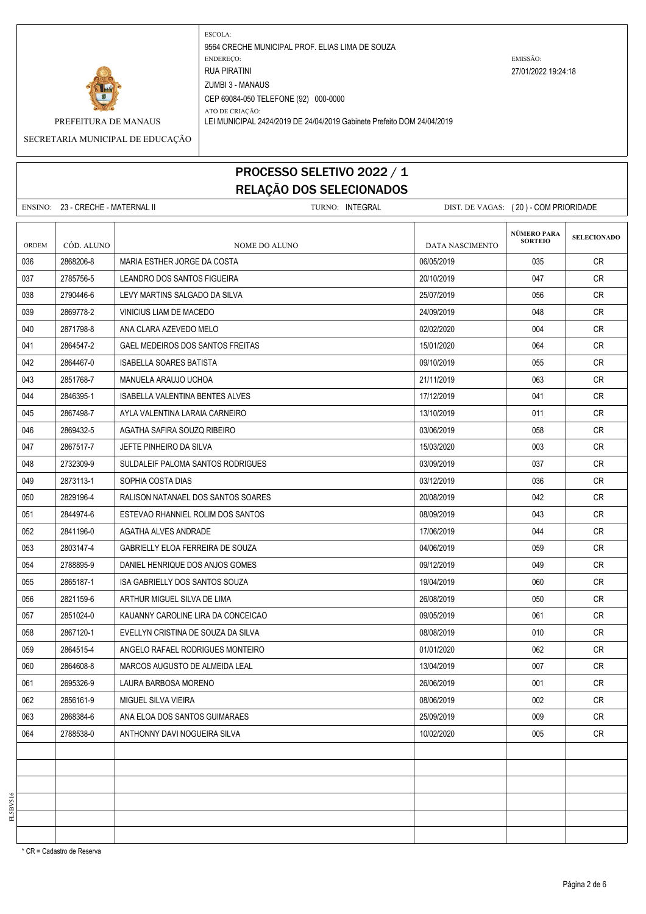PREFEITURA DE MANAUS

SECRETARIA MUNICIPAL DE EDUCAÇÃO

ESCOLA:
9564 CRECHE MUNICIPAL PROF. ELIAS LIMA DE SOUZA

ENDEREÇO:
RUA PIRATINI
ZUMBI 3 - MANAUS
CEP 69084-050 TELEFONE (92) 000-0000

ATO DE CRIAÇÃO:
LEI MUNICIPAL 2424/2019 DE 24/04/2019 Gabinete Prefeito DOM 24/04/2019

EMISSÃO:
27/01/2022 19:24:18

# PROCESSO SELETIVO 2022 / 1
## RELAÇÃO DOS SELECIONADOS

ENSINO: 23 - CRECHE - MATERNAL II    TURNO: INTEGRAL    DIST. DE VAGAS: ( 20 ) - COM PRIORIDADE

| ORDEM | CÓD. ALUNO | NOME DO ALUNO | DATA NASCIMENTO | NÚMERO PARA SORTEIO | SELECIONADO |
|---|---|---|---|---|---|
| 036 | 2868206-8 | MARIA ESTHER JORGE DA COSTA | 06/05/2019 | 035 | CR |
| 037 | 2785756-5 | LEANDRO DOS SANTOS FIGUEIRA | 20/10/2019 | 047 | CR |
| 038 | 2790446-6 | LEVY MARTINS SALGADO DA SILVA | 25/07/2019 | 056 | CR |
| 039 | 2869778-2 | VINICIUS LIAM DE MACEDO | 24/09/2019 | 048 | CR |
| 040 | 2871798-8 | ANA CLARA AZEVEDO MELO | 02/02/2020 | 004 | CR |
| 041 | 2864547-2 | GAEL MEDEIROS DOS SANTOS FREITAS | 15/01/2020 | 064 | CR |
| 042 | 2864467-0 | ISABELLA SOARES BATISTA | 09/10/2019 | 055 | CR |
| 043 | 2851768-7 | MANUELA ARAUJO UCHOA | 21/11/2019 | 063 | CR |
| 044 | 2846395-1 | ISABELLA VALENTINA BENTES ALVES | 17/12/2019 | 041 | CR |
| 045 | 2867498-7 | AYLA VALENTINA LARAIA CARNEIRO | 13/10/2019 | 011 | CR |
| 046 | 2869432-5 | AGATHA SAFIRA SOUZQ RIBEIRO | 03/06/2019 | 058 | CR |
| 047 | 2867517-7 | JEFTE PINHEIRO DA SILVA | 15/03/2020 | 003 | CR |
| 048 | 2732309-9 | SULDALEIF PALOMA SANTOS RODRIGUES | 03/09/2019 | 037 | CR |
| 049 | 2873113-1 | SOPHIA COSTA DIAS | 03/12/2019 | 036 | CR |
| 050 | 2829196-4 | RALISON NATANAEL DOS SANTOS SOARES | 20/08/2019 | 042 | CR |
| 051 | 2844974-6 | ESTEVAO RHANNIEL ROLIM DOS SANTOS | 08/09/2019 | 043 | CR |
| 052 | 2841196-0 | AGATHA ALVES ANDRADE | 17/06/2019 | 044 | CR |
| 053 | 2803147-4 | GABRIELLY ELOA FERREIRA DE SOUZA | 04/06/2019 | 059 | CR |
| 054 | 2788895-9 | DANIEL HENRIQUE DOS ANJOS GOMES | 09/12/2019 | 049 | CR |
| 055 | 2865187-1 | ISA GABRIELLY DOS SANTOS SOUZA | 19/04/2019 | 060 | CR |
| 056 | 2821159-6 | ARTHUR MIGUEL SILVA DE LIMA | 26/08/2019 | 050 | CR |
| 057 | 2851024-0 | KAUANNY CAROLINE LIRA DA CONCEICAO | 09/05/2019 | 061 | CR |
| 058 | 2867120-1 | EVELLYN CRISTINA DE SOUZA DA SILVA | 08/08/2019 | 010 | CR |
| 059 | 2864515-4 | ANGELO RAFAEL RODRIGUES MONTEIRO | 01/01/2020 | 062 | CR |
| 060 | 2864608-8 | MARCOS AUGUSTO DE ALMEIDA LEAL | 13/04/2019 | 007 | CR |
| 061 | 2695326-9 | LAURA BARBOSA MORENO | 26/06/2019 | 001 | CR |
| 062 | 2856161-9 | MIGUEL SILVA VIEIRA | 08/06/2019 | 002 | CR |
| 063 | 2868384-6 | ANA ELOA DOS SANTOS GUIMARAES | 25/09/2019 | 009 | CR |
| 064 | 2788538-0 | ANTHONNY DAVI NOGUEIRA SILVA | 10/02/2020 | 005 | CR |

\* CR = Cadastro de Reserva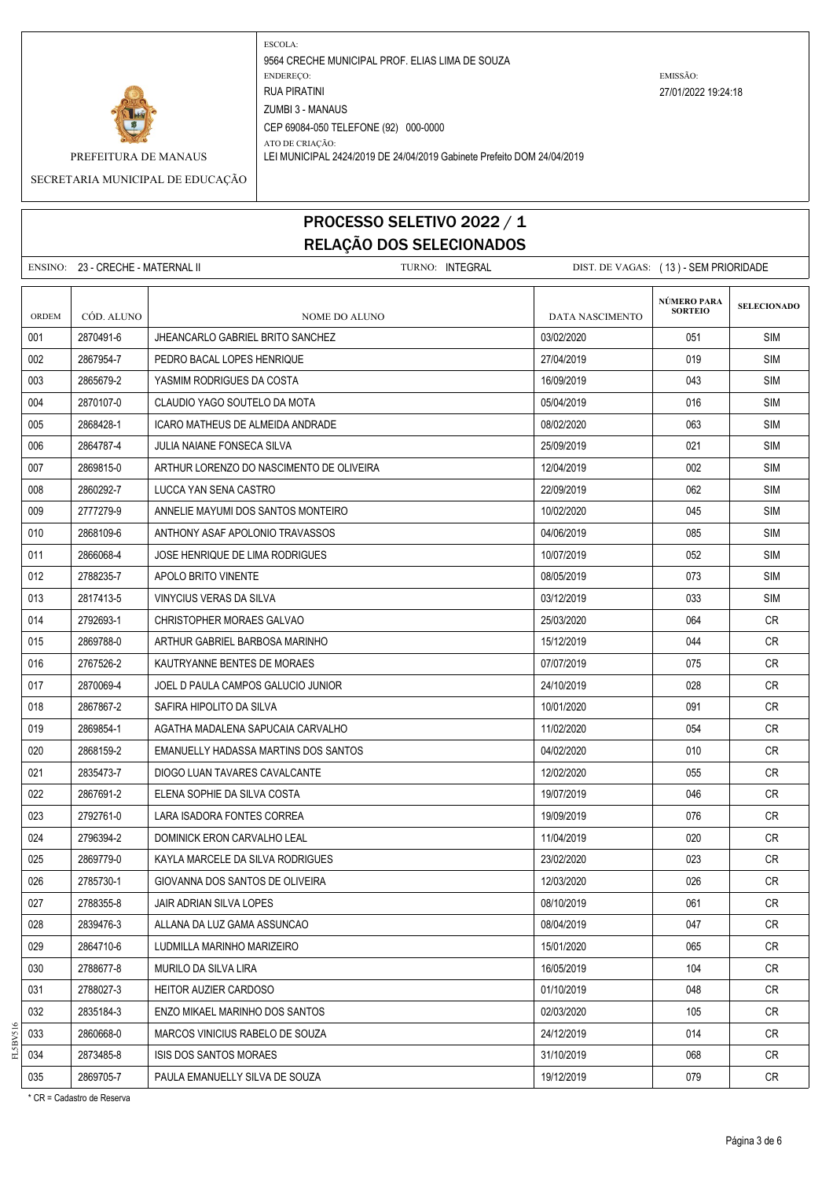PREFEITURA DE MANAUS

SECRETARIA MUNICIPAL DE EDUCAÇÃO

ESCOLA:
9564 CRECHE MUNICIPAL PROF. ELIAS LIMA DE SOUZA

ENDEREÇO:
RUA PIRATINI
ZUMBI 3 - MANAUS
CEP 69084-050 TELEFONE (92) 000-0000

ATO DE CRIAÇÃO:
LEI MUNICIPAL 2424/2019 DE 24/04/2019 Gabinete Prefeito DOM 24/04/2019

EMISSÃO:
27/01/2022 19:24:18

# PROCESSO SELETIVO 2022 / 1
## RELAÇÃO DOS SELECIONADOS

ENSINO: 23 - CRECHE - MATERNAL II &nbsp;&nbsp;&nbsp; TURNO: INTEGRAL &nbsp;&nbsp;&nbsp; DIST. DE VAGAS: ( 13 ) - SEM PRIORIDADE

| ORDEM | CÓD. ALUNO | NOME DO ALUNO | DATA NASCIMENTO | NÚMERO PARA SORTEIO | SELECIONADO |
|---|---|---|---|---|---|
| 001 | 2870491-6 | JHEANCARLO GABRIEL BRITO SANCHEZ | 03/02/2020 | 051 | SIM |
| 002 | 2867954-7 | PEDRO BACAL LOPES HENRIQUE | 27/04/2019 | 019 | SIM |
| 003 | 2865679-2 | YASMIM RODRIGUES DA COSTA | 16/09/2019 | 043 | SIM |
| 004 | 2870107-0 | CLAUDIO YAGO SOUTELO DA MOTA | 05/04/2019 | 016 | SIM |
| 005 | 2868428-1 | ICARO MATHEUS DE ALMEIDA ANDRADE | 08/02/2020 | 063 | SIM |
| 006 | 2864787-4 | JULIA NAIANE FONSECA SILVA | 25/09/2019 | 021 | SIM |
| 007 | 2869815-0 | ARTHUR LORENZO DO NASCIMENTO DE OLIVEIRA | 12/04/2019 | 002 | SIM |
| 008 | 2860292-7 | LUCCA YAN SENA CASTRO | 22/09/2019 | 062 | SIM |
| 009 | 2777279-9 | ANNELIE MAYUMI DOS SANTOS MONTEIRO | 10/02/2020 | 045 | SIM |
| 010 | 2868109-6 | ANTHONY ASAF APOLONIO TRAVASSOS | 04/06/2019 | 085 | SIM |
| 011 | 2866068-4 | JOSE HENRIQUE DE LIMA RODRIGUES | 10/07/2019 | 052 | SIM |
| 012 | 2788235-7 | APOLO BRITO VINENTE | 08/05/2019 | 073 | SIM |
| 013 | 2817413-5 | VINYCIUS VERAS DA SILVA | 03/12/2019 | 033 | SIM |
| 014 | 2792693-1 | CHRISTOPHER MORAES GALVAO | 25/03/2020 | 064 | CR |
| 015 | 2869788-0 | ARTHUR GABRIEL BARBOSA MARINHO | 15/12/2019 | 044 | CR |
| 016 | 2767526-2 | KAUTRYANNE BENTES DE MORAES | 07/07/2019 | 075 | CR |
| 017 | 2870069-4 | JOEL D PAULA CAMPOS GALUCIO JUNIOR | 24/10/2019 | 028 | CR |
| 018 | 2867867-2 | SAFIRA HIPOLITO DA SILVA | 10/01/2020 | 091 | CR |
| 019 | 2869854-1 | AGATHA MADALENA SAPUCAIA CARVALHO | 11/02/2020 | 054 | CR |
| 020 | 2868159-2 | EMANUELLY HADASSA MARTINS DOS SANTOS | 04/02/2020 | 010 | CR |
| 021 | 2835473-7 | DIOGO LUAN TAVARES CAVALCANTE | 12/02/2020 | 055 | CR |
| 022 | 2867691-2 | ELENA SOPHIE DA SILVA COSTA | 19/07/2019 | 046 | CR |
| 023 | 2792761-0 | LARA ISADORA FONTES CORREA | 19/09/2019 | 076 | CR |
| 024 | 2796394-2 | DOMINICK ERON CARVALHO LEAL | 11/04/2019 | 020 | CR |
| 025 | 2869779-0 | KAYLA MARCELE DA SILVA RODRIGUES | 23/02/2020 | 023 | CR |
| 026 | 2785730-1 | GIOVANNA DOS SANTOS DE OLIVEIRA | 12/03/2020 | 026 | CR |
| 027 | 2788355-8 | JAIR ADRIAN SILVA LOPES | 08/10/2019 | 061 | CR |
| 028 | 2839476-3 | ALLANA DA LUZ GAMA ASSUNCAO | 08/04/2019 | 047 | CR |
| 029 | 2864710-6 | LUDMILLA MARINHO MARIZEIRO | 15/01/2020 | 065 | CR |
| 030 | 2788677-8 | MURILO DA SILVA LIRA | 16/05/2019 | 104 | CR |
| 031 | 2788027-3 | HEITOR AUZIER CARDOSO | 01/10/2019 | 048 | CR |
| 032 | 2835184-3 | ENZO MIKAEL MARINHO DOS SANTOS | 02/03/2020 | 105 | CR |
| 033 | 2860668-0 | MARCOS VINICIUS RABELO DE SOUZA | 24/12/2019 | 014 | CR |
| 034 | 2873485-8 | ISIS DOS SANTOS MORAES | 31/10/2019 | 068 | CR |
| 035 | 2869705-7 | PAULA EMANUELLY SILVA DE SOUZA | 19/12/2019 | 079 | CR |

\* CR = Cadastro de Reserva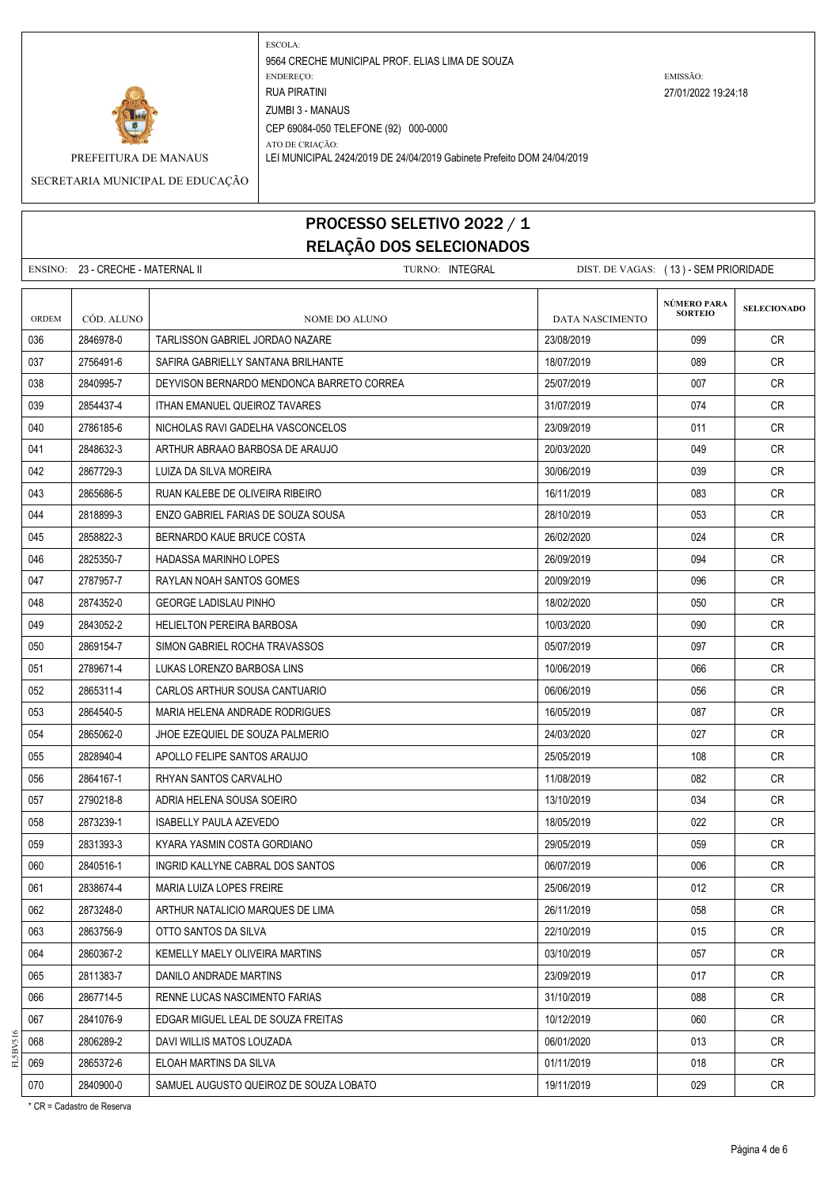PREFEITURA DE MANAUS

SECRETARIA MUNICIPAL DE EDUCAÇÃO

ESCOLA:
9564 CRECHE MUNICIPAL PROF. ELIAS LIMA DE SOUZA

ENDEREÇO:
RUA PIRATINI
ZUMBI 3 - MANAUS
CEP 69084-050 TELEFONE (92) 000-0000

ATO DE CRIAÇÃO:
LEI MUNICIPAL 2424/2019 DE 24/04/2019 Gabinete Prefeito DOM 24/04/2019

EMISSÃO:
27/01/2022 19:24:18

# PROCESSO SELETIVO 2022 / 1
## RELAÇÃO DOS SELECIONADOS

ENSINO: 23 - CRECHE - MATERNAL II    TURNO: INTEGRAL    DIST. DE VAGAS: ( 13 ) - SEM PRIORIDADE

| ORDEM | CÓD. ALUNO | NOME DO ALUNO | DATA NASCIMENTO | NÚMERO PARA SORTEIO | SELECIONADO |
|---|---|---|---|---|---|
| 036 | 2846978-0 | TARLISSON GABRIEL JORDAO NAZARE | 23/08/2019 | 099 | CR |
| 037 | 2756491-6 | SAFIRA GABRIELLY SANTANA BRILHANTE | 18/07/2019 | 089 | CR |
| 038 | 2840995-7 | DEYVISON BERNARDO MENDONCA BARRETO CORREA | 25/07/2019 | 007 | CR |
| 039 | 2854437-4 | ITHAN EMANUEL QUEIROZ TAVARES | 31/07/2019 | 074 | CR |
| 040 | 2786185-6 | NICHOLAS RAVI GADELHA VASCONCELOS | 23/09/2019 | 011 | CR |
| 041 | 2848632-3 | ARTHUR ABRAAO BARBOSA DE ARAUJO | 20/03/2020 | 049 | CR |
| 042 | 2867729-3 | LUIZA DA SILVA MOREIRA | 30/06/2019 | 039 | CR |
| 043 | 2865686-5 | RUAN KALEBE DE OLIVEIRA RIBEIRO | 16/11/2019 | 083 | CR |
| 044 | 2818899-3 | ENZO GABRIEL FARIAS DE SOUZA SOUSA | 28/10/2019 | 053 | CR |
| 045 | 2858822-3 | BERNARDO KAUE BRUCE COSTA | 26/02/2020 | 024 | CR |
| 046 | 2825350-7 | HADASSA MARINHO LOPES | 26/09/2019 | 094 | CR |
| 047 | 2787957-7 | RAYLAN NOAH SANTOS GOMES | 20/09/2019 | 096 | CR |
| 048 | 2874352-0 | GEORGE LADISLAU PINHO | 18/02/2020 | 050 | CR |
| 049 | 2843052-2 | HELIELTON PEREIRA BARBOSA | 10/03/2020 | 090 | CR |
| 050 | 2869154-7 | SIMON GABRIEL ROCHA TRAVASSOS | 05/07/2019 | 097 | CR |
| 051 | 2789671-4 | LUKAS LORENZO BARBOSA LINS | 10/06/2019 | 066 | CR |
| 052 | 2865311-4 | CARLOS ARTHUR SOUSA CANTUARIO | 06/06/2019 | 056 | CR |
| 053 | 2864540-5 | MARIA HELENA ANDRADE RODRIGUES | 16/05/2019 | 087 | CR |
| 054 | 2865062-0 | JHOE EZEQUIEL DE SOUZA PALMERIO | 24/03/2020 | 027 | CR |
| 055 | 2828940-4 | APOLLO FELIPE SANTOS ARAUJO | 25/05/2019 | 108 | CR |
| 056 | 2864167-1 | RHYAN SANTOS CARVALHO | 11/08/2019 | 082 | CR |
| 057 | 2790218-8 | ADRIA HELENA SOUSA SOEIRO | 13/10/2019 | 034 | CR |
| 058 | 2873239-1 | ISABELLY PAULA AZEVEDO | 18/05/2019 | 022 | CR |
| 059 | 2831393-3 | KYARA YASMIN COSTA GORDIANO | 29/05/2019 | 059 | CR |
| 060 | 2840516-1 | INGRID KALLYNE CABRAL DOS SANTOS | 06/07/2019 | 006 | CR |
| 061 | 2838674-4 | MARIA LUIZA LOPES FREIRE | 25/06/2019 | 012 | CR |
| 062 | 2873248-0 | ARTHUR NATALICIO MARQUES DE LIMA | 26/11/2019 | 058 | CR |
| 063 | 2863756-9 | OTTO SANTOS DA SILVA | 22/10/2019 | 015 | CR |
| 064 | 2860367-2 | KEMELLY MAELY OLIVEIRA MARTINS | 03/10/2019 | 057 | CR |
| 065 | 2811383-7 | DANILO ANDRADE MARTINS | 23/09/2019 | 017 | CR |
| 066 | 2867714-5 | RENNE LUCAS NASCIMENTO FARIAS | 31/10/2019 | 088 | CR |
| 067 | 2841076-9 | EDGAR MIGUEL LEAL DE SOUZA FREITAS | 10/12/2019 | 060 | CR |
| 068 | 2806289-2 | DAVI WILLIS MATOS LOUZADA | 06/01/2020 | 013 | CR |
| 069 | 2865372-6 | ELOAH MARTINS DA SILVA | 01/11/2019 | 018 | CR |
| 070 | 2840900-0 | SAMUEL AUGUSTO QUEIROZ DE SOUZA LOBATO | 19/11/2019 | 029 | CR |

* CR = Cadastro de Reserva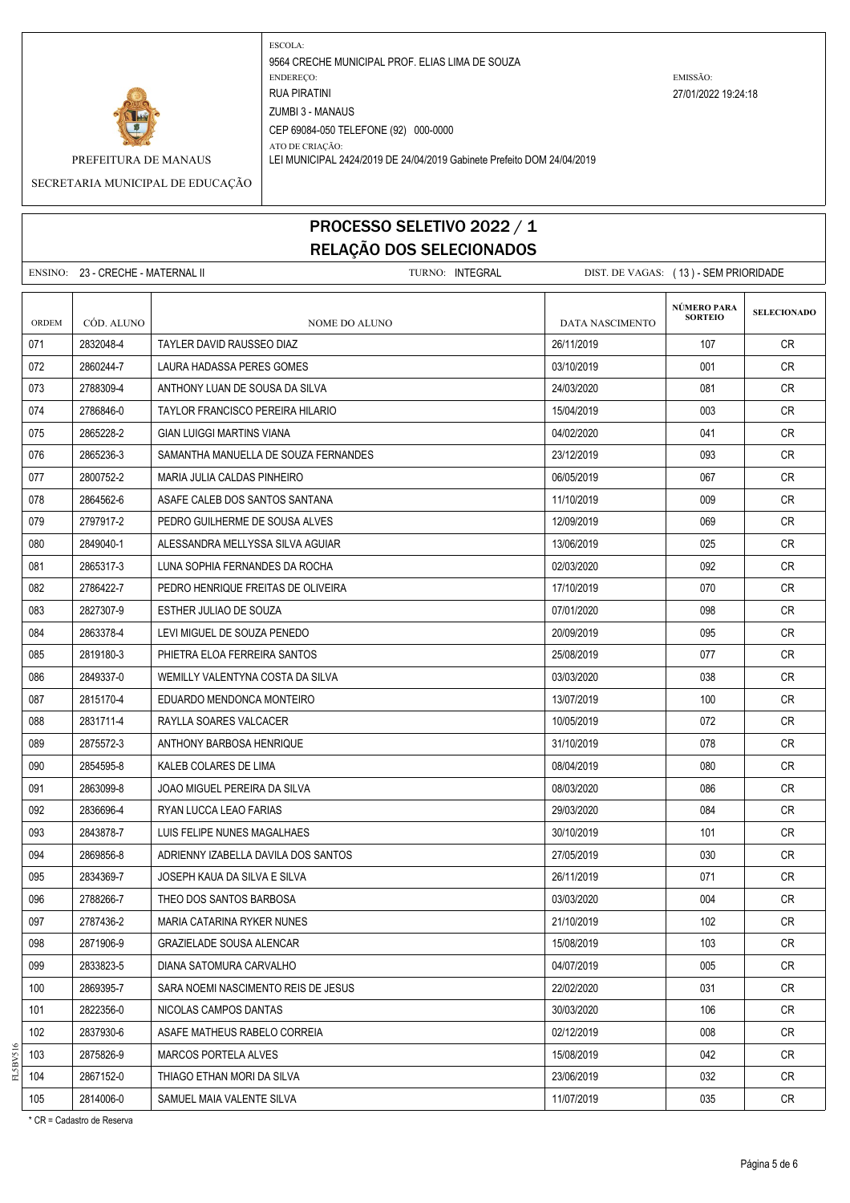PREFEITURA DE MANAUS

SECRETARIA MUNICIPAL DE EDUCAÇÃO

ESCOLA:
9564 CRECHE MUNICIPAL PROF. ELIAS LIMA DE SOUZA

ENDEREÇO:
RUA PIRATINI
ZUMBI 3 - MANAUS
CEP 69084-050 TELEFONE (92) 000-0000

ATO DE CRIAÇÃO:
LEI MUNICIPAL 2424/2019 DE 24/04/2019 Gabinete Prefeito DOM 24/04/2019

EMISSÃO:
27/01/2022 19:24:18

# PROCESSO SELETIVO 2022 / 1
## RELAÇÃO DOS SELECIONADOS

ENSINO: 23 - CRECHE - MATERNAL II TURNO: INTEGRAL DIST. DE VAGAS: ( 13 ) - SEM PRIORIDADE

| ORDEM | CÓD. ALUNO | NOME DO ALUNO | DATA NASCIMENTO | NÚMERO PARA SORTEIO | SELECIONADO |
|---|---|---|---|---|---|
| 071 | 2832048-4 | TAYLER DAVID RAUSSEO DIAZ | 26/11/2019 | 107 | CR |
| 072 | 2860244-7 | LAURA HADASSA PERES GOMES | 03/10/2019 | 001 | CR |
| 073 | 2788309-4 | ANTHONY LUAN DE SOUSA DA SILVA | 24/03/2020 | 081 | CR |
| 074 | 2786846-0 | TAYLOR FRANCISCO PEREIRA HILARIO | 15/04/2019 | 003 | CR |
| 075 | 2865228-2 | GIAN LUIGGI MARTINS VIANA | 04/02/2020 | 041 | CR |
| 076 | 2865236-3 | SAMANTHA MANUELLA DE SOUZA FERNANDES | 23/12/2019 | 093 | CR |
| 077 | 2800752-2 | MARIA JULIA CALDAS PINHEIRO | 06/05/2019 | 067 | CR |
| 078 | 2864562-6 | ASAFE CALEB DOS SANTOS SANTANA | 11/10/2019 | 009 | CR |
| 079 | 2797917-2 | PEDRO GUILHERME DE SOUSA ALVES | 12/09/2019 | 069 | CR |
| 080 | 2849040-1 | ALESSANDRA MELLYSSA SILVA AGUIAR | 13/06/2019 | 025 | CR |
| 081 | 2865317-3 | LUNA SOPHIA FERNANDES DA ROCHA | 02/03/2020 | 092 | CR |
| 082 | 2786422-7 | PEDRO HENRIQUE FREITAS DE OLIVEIRA | 17/10/2019 | 070 | CR |
| 083 | 2827307-9 | ESTHER JULIAO DE SOUZA | 07/01/2020 | 098 | CR |
| 084 | 2863378-4 | LEVI MIGUEL DE SOUZA PENEDO | 20/09/2019 | 095 | CR |
| 085 | 2819180-3 | PHIETRA ELOA FERREIRA SANTOS | 25/08/2019 | 077 | CR |
| 086 | 2849337-0 | WEMILLY VALENTYNA COSTA DA SILVA | 03/03/2020 | 038 | CR |
| 087 | 2815170-4 | EDUARDO MENDONCA MONTEIRO | 13/07/2019 | 100 | CR |
| 088 | 2831711-4 | RAYLLA SOARES VALCACER | 10/05/2019 | 072 | CR |
| 089 | 2875572-3 | ANTHONY BARBOSA HENRIQUE | 31/10/2019 | 078 | CR |
| 090 | 2854595-8 | KALEB COLARES DE LIMA | 08/04/2019 | 080 | CR |
| 091 | 2863099-8 | JOAO MIGUEL PEREIRA DA SILVA | 08/03/2020 | 086 | CR |
| 092 | 2836696-4 | RYAN LUCCA LEAO FARIAS | 29/03/2020 | 084 | CR |
| 093 | 2843878-7 | LUIS FELIPE NUNES MAGALHAES | 30/10/2019 | 101 | CR |
| 094 | 2869856-8 | ADRIENNY IZABELLA DAVILA DOS SANTOS | 27/05/2019 | 030 | CR |
| 095 | 2834369-7 | JOSEPH KAUA DA SILVA E SILVA | 26/11/2019 | 071 | CR |
| 096 | 2788266-7 | THEO DOS SANTOS BARBOSA | 03/03/2020 | 004 | CR |
| 097 | 2787436-2 | MARIA CATARINA RYKER NUNES | 21/10/2019 | 102 | CR |
| 098 | 2871906-9 | GRAZIELADE SOUSA ALENCAR | 15/08/2019 | 103 | CR |
| 099 | 2833823-5 | DIANA SATOMURA CARVALHO | 04/07/2019 | 005 | CR |
| 100 | 2869395-7 | SARA NOEMI NASCIMENTO REIS DE JESUS | 22/02/2020 | 031 | CR |
| 101 | 2822356-0 | NICOLAS CAMPOS DANTAS | 30/03/2020 | 106 | CR |
| 102 | 2837930-6 | ASAFE MATHEUS RABELO CORREIA | 02/12/2019 | 008 | CR |
| 103 | 2875826-9 | MARCOS PORTELA ALVES | 15/08/2019 | 042 | CR |
| 104 | 2867152-0 | THIAGO ETHAN MORI DA SILVA | 23/06/2019 | 032 | CR |
| 105 | 2814006-0 | SAMUEL MAIA VALENTE SILVA | 11/07/2019 | 035 | CR |

\* CR = Cadastro de Reserva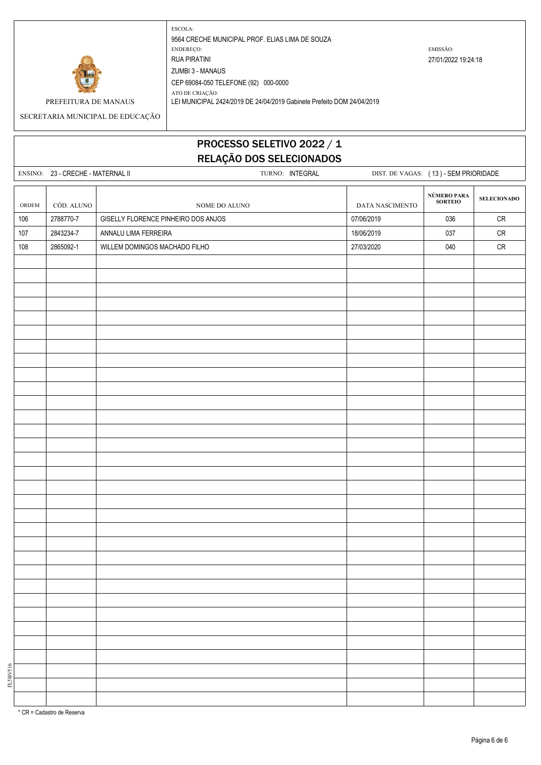PREFEITURA DE MANAUS

SECRETARIA MUNICIPAL DE EDUCAÇÃO

ESCOLA:
9564 CRECHE MUNICIPAL PROF. ELIAS LIMA DE SOUZA

ENDEREÇO:
RUA PIRATINI
ZUMBI 3 - MANAUS
CEP 69084-050 TELEFONE (92) 000-0000

ATO DE CRIAÇÃO:
LEI MUNICIPAL 2424/2019 DE 24/04/2019 Gabinete Prefeito DOM 24/04/2019

EMISSÃO:
27/01/2022 19:24:18

# PROCESSO SELETIVO 2022 / 1
## RELAÇÃO DOS SELECIONADOS

ENSINO: 23 - CRECHE - MATERNAL II TURNO: INTEGRAL DIST. DE VAGAS: ( 13 ) - SEM PRIORIDADE

| ORDEM | CÓD. ALUNO | NOME DO ALUNO | DATA NASCIMENTO | NÚMERO PARA SORTEIO | SELECIONADO |
|---|---|---|---|---|---|
| 106 | 2788770-7 | GISELLY FLORENCE PINHEIRO DOS ANJOS | 07/06/2019 | 036 | CR |
| 107 | 2843234-7 | ANNALU LIMA FERREIRA | 18/06/2019 | 037 | CR |
| 108 | 2865092-1 | WILLEM DOMINGOS MACHADO FILHO | 27/03/2020 | 040 | CR |

\* CR = Cadastro de Reserva